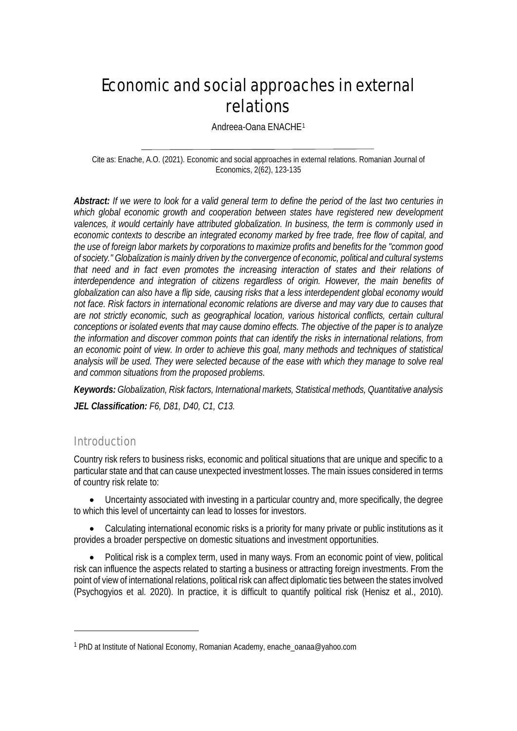# Economic and social approaches in external relations

Andreea-Oana ENACHE[1]

Cite as: Enache, A.O. (2021). Economic and social approaches in external relations. Romanian Journal of Economics, 2(62), 123-135

***Abstract:*** *If we were to look for a valid general term to define the period of the last two centuries in which global economic growth and cooperation between states have registered new development valences, it would certainly have attributed globalization. In business, the term is commonly used in economic contexts to describe an integrated economy marked by free trade, free flow of capital, and the use of foreign labor markets by corporations to maximize profits and benefits for the "common good of society." Globalization is mainly driven by the convergence of economic, political and cultural systems that need and in fact even promotes the increasing interaction of states and their relations of interdependence and integration of citizens regardless of origin. However, the main benefits of globalization can also have a flip side, causing risks that a less interdependent global economy would not face. Risk factors in international economic relations are diverse and may vary due to causes that are not strictly economic, such as geographical location, various historical conflicts, certain cultural conceptions or isolated events that may cause domino effects. The objective of the paper is to analyze the information and discover common points that can identify the risks in international relations, from an economic point of view. In order to achieve this goal, many methods and techniques of statistical analysis will be used. They were selected because of the ease with which they manage to solve real and common situations from the proposed problems.*

***Keywords:*** *Globalization, Risk factors, International markets, Statistical methods, Quantitative analysis*

***JEL Classification:*** *F6, D81, D40, C1, C13.*

## Introduction

Country risk refers to business risks, economic and political situations that are unique and specific to a particular state and that can cause unexpected investment losses. The main issues considered in terms of country risk relate to:

- Uncertainty associated with investing in a particular country and, more specifically, the degree to which this level of uncertainty can lead to losses for investors.
- Calculating international economic risks is a priority for many private or public institutions as it provides a broader perspective on domestic situations and investment opportunities.
- Political risk is a complex term, used in many ways. From an economic point of view, political risk can influence the aspects related to starting a business or attracting foreign investments. From the point of view of international relations, political risk can affect diplomatic ties between the states involved (Psychogyios et al. 2020). In practice, it is difficult to quantify political risk (Henisz et al., 2010).

[1] PhD at Institute of National Economy, Romanian Academy, enache_oanaa@yahoo.com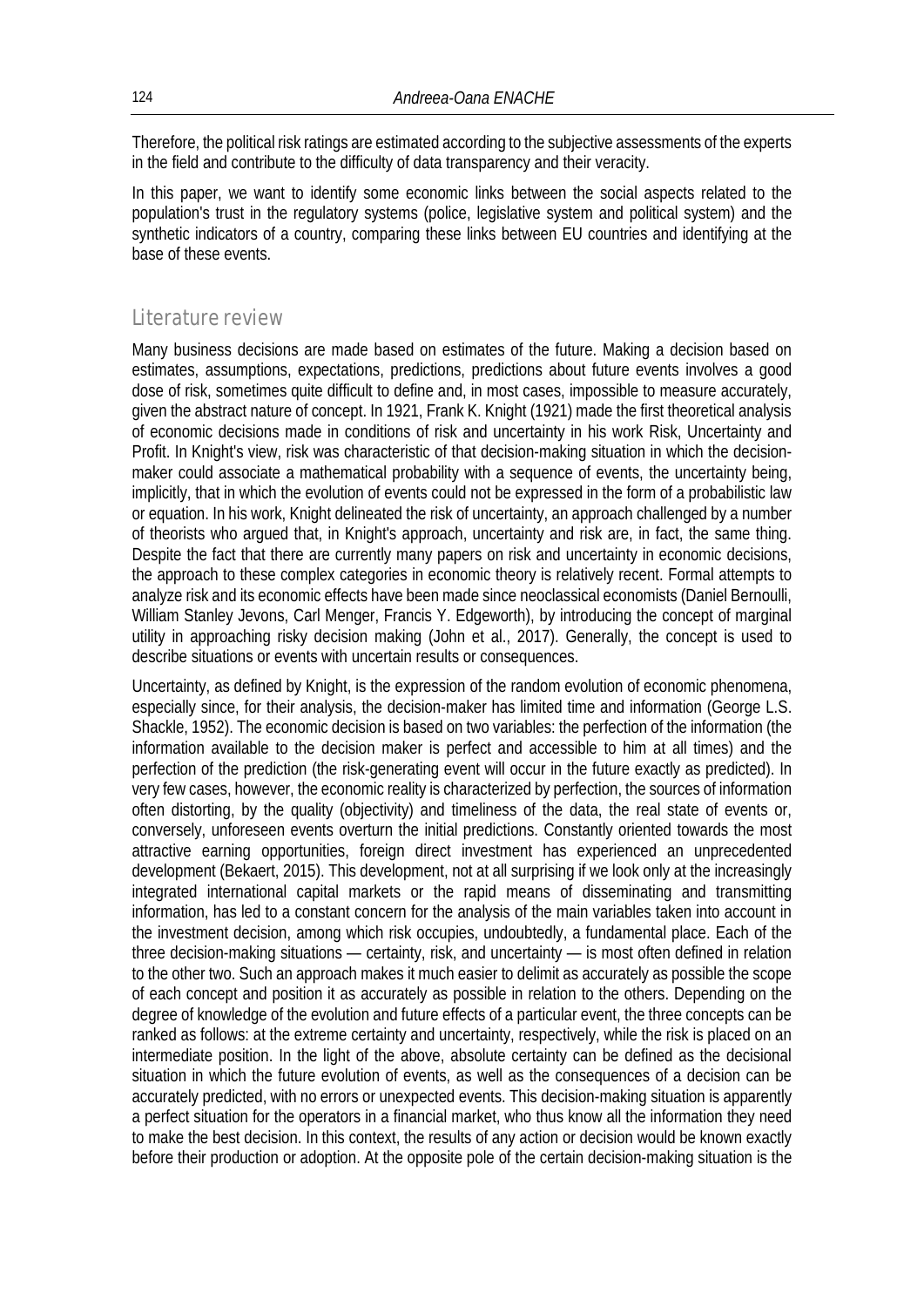Therefore, the political risk ratings are estimated according to the subjective assessments of the experts in the field and contribute to the difficulty of data transparency and their veracity.

In this paper, we want to identify some economic links between the social aspects related to the population's trust in the regulatory systems (police, legislative system and political system) and the synthetic indicators of a country, comparing these links between EU countries and identifying at the base of these events.

## Literature review

Many business decisions are made based on estimates of the future. Making a decision based on estimates, assumptions, expectations, predictions, predictions about future events involves a good dose of risk, sometimes quite difficult to define and, in most cases, impossible to measure accurately, given the abstract nature of concept. In 1921, Frank K. Knight (1921) made the first theoretical analysis of economic decisions made in conditions of risk and uncertainty in his work Risk, Uncertainty and Profit. In Knight's view, risk was characteristic of that decision-making situation in which the decision-maker could associate a mathematical probability with a sequence of events, the uncertainty being, implicitly, that in which the evolution of events could not be expressed in the form of a probabilistic law or equation. In his work, Knight delineated the risk of uncertainty, an approach challenged by a number of theorists who argued that, in Knight's approach, uncertainty and risk are, in fact, the same thing. Despite the fact that there are currently many papers on risk and uncertainty in economic decisions, the approach to these complex categories in economic theory is relatively recent. Formal attempts to analyze risk and its economic effects have been made since neoclassical economists (Daniel Bernoulli, William Stanley Jevons, Carl Menger, Francis Y. Edgeworth), by introducing the concept of marginal utility in approaching risky decision making (John et al., 2017). Generally, the concept is used to describe situations or events with uncertain results or consequences.

Uncertainty, as defined by Knight, is the expression of the random evolution of economic phenomena, especially since, for their analysis, the decision-maker has limited time and information (George L.S. Shackle, 1952). The economic decision is based on two variables: the perfection of the information (the information available to the decision maker is perfect and accessible to him at all times) and the perfection of the prediction (the risk-generating event will occur in the future exactly as predicted). In very few cases, however, the economic reality is characterized by perfection, the sources of information often distorting, by the quality (objectivity) and timeliness of the data, the real state of events or, conversely, unforeseen events overturn the initial predictions. Constantly oriented towards the most attractive earning opportunities, foreign direct investment has experienced an unprecedented development (Bekaert, 2015). This development, not at all surprising if we look only at the increasingly integrated international capital markets or the rapid means of disseminating and transmitting information, has led to a constant concern for the analysis of the main variables taken into account in the investment decision, among which risk occupies, undoubtedly, a fundamental place. Each of the three decision-making situations — certainty, risk, and uncertainty — is most often defined in relation to the other two. Such an approach makes it much easier to delimit as accurately as possible the scope of each concept and position it as accurately as possible in relation to the others. Depending on the degree of knowledge of the evolution and future effects of a particular event, the three concepts can be ranked as follows: at the extreme certainty and uncertainty, respectively, while the risk is placed on an intermediate position. In the light of the above, absolute certainty can be defined as the decisional situation in which the future evolution of events, as well as the consequences of a decision can be accurately predicted, with no errors or unexpected events. This decision-making situation is apparently a perfect situation for the operators in a financial market, who thus know all the information they need to make the best decision. In this context, the results of any action or decision would be known exactly before their production or adoption. At the opposite pole of the certain decision-making situation is the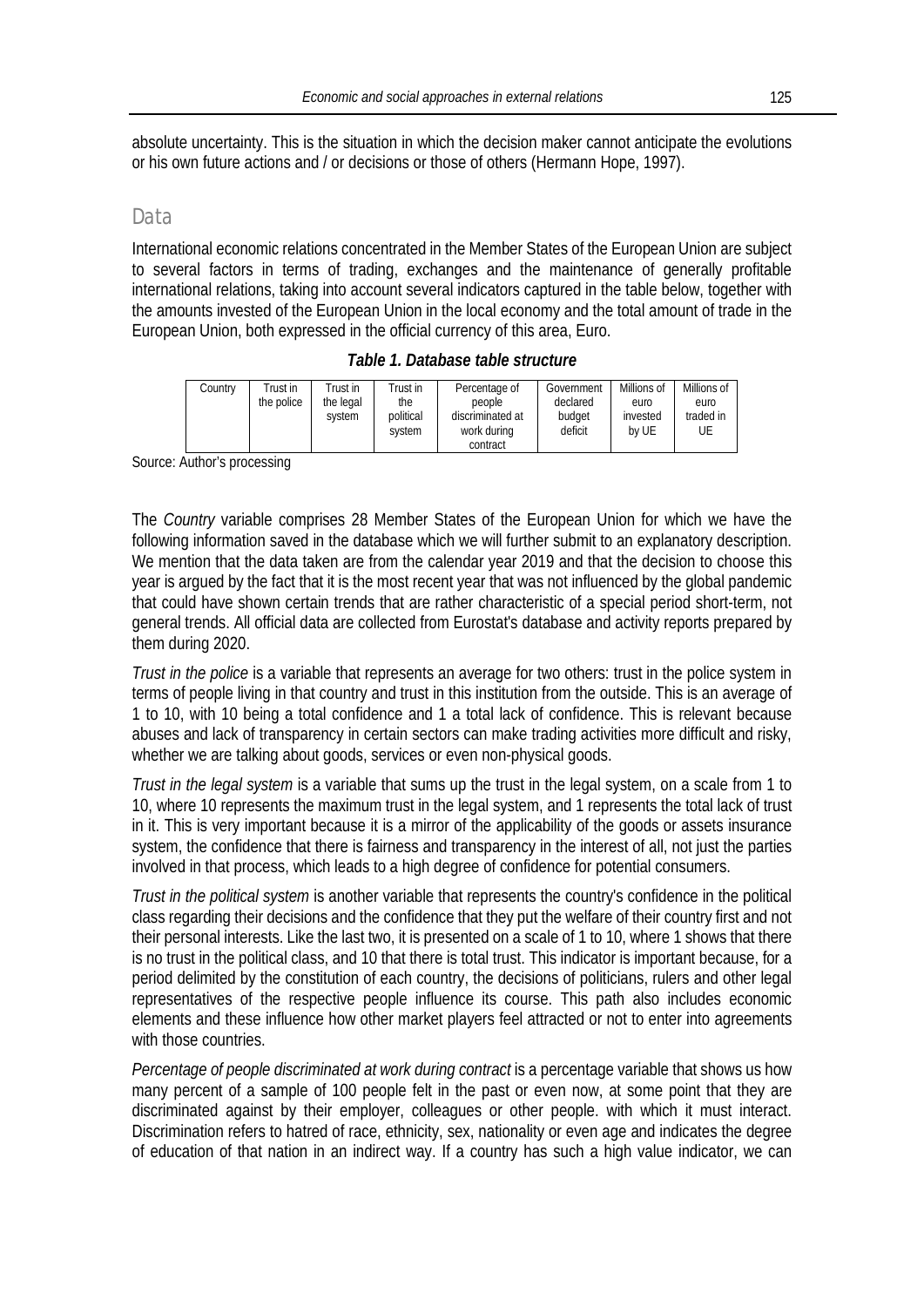absolute uncertainty. This is the situation in which the decision maker cannot anticipate the evolutions or his own future actions and / or decisions or those of others (Hermann Hope, 1997).

## Data

International economic relations concentrated in the Member States of the European Union are subject to several factors in terms of trading, exchanges and the maintenance of generally profitable international relations, taking into account several indicators captured in the table below, together with the amounts invested of the European Union in the local economy and the total amount of trade in the European Union, both expressed in the official currency of this area, Euro.

***Table 1. Database table structure***

| Country | Trust in the police | Trust in the legal system | Trust in the political system | Percentage of people discriminated at work during contract | Government declared budget deficit | Millions of euro invested by UE | Millions of euro traded in UE |
|---|---|---|---|---|---|---|---|

Source: Author's processing

The *Country* variable comprises 28 Member States of the European Union for which we have the following information saved in the database which we will further submit to an explanatory description. We mention that the data taken are from the calendar year 2019 and that the decision to choose this year is argued by the fact that it is the most recent year that was not influenced by the global pandemic that could have shown certain trends that are rather characteristic of a special period short-term, not general trends. All official data are collected from Eurostat's database and activity reports prepared by them during 2020.

*Trust in the police* is a variable that represents an average for two others: trust in the police system in terms of people living in that country and trust in this institution from the outside. This is an average of 1 to 10, with 10 being a total confidence and 1 a total lack of confidence. This is relevant because abuses and lack of transparency in certain sectors can make trading activities more difficult and risky, whether we are talking about goods, services or even non-physical goods.

*Trust in the legal system* is a variable that sums up the trust in the legal system, on a scale from 1 to 10, where 10 represents the maximum trust in the legal system, and 1 represents the total lack of trust in it. This is very important because it is a mirror of the applicability of the goods or assets insurance system, the confidence that there is fairness and transparency in the interest of all, not just the parties involved in that process, which leads to a high degree of confidence for potential consumers.

*Trust in the political system* is another variable that represents the country's confidence in the political class regarding their decisions and the confidence that they put the welfare of their country first and not their personal interests. Like the last two, it is presented on a scale of 1 to 10, where 1 shows that there is no trust in the political class, and 10 that there is total trust. This indicator is important because, for a period delimited by the constitution of each country, the decisions of politicians, rulers and other legal representatives of the respective people influence its course. This path also includes economic elements and these influence how other market players feel attracted or not to enter into agreements with those countries.

*Percentage of people discriminated at work during contract* is a percentage variable that shows us how many percent of a sample of 100 people felt in the past or even now, at some point that they are discriminated against by their employer, colleagues or other people. with which it must interact. Discrimination refers to hatred of race, ethnicity, sex, nationality or even age and indicates the degree of education of that nation in an indirect way. If a country has such a high value indicator, we can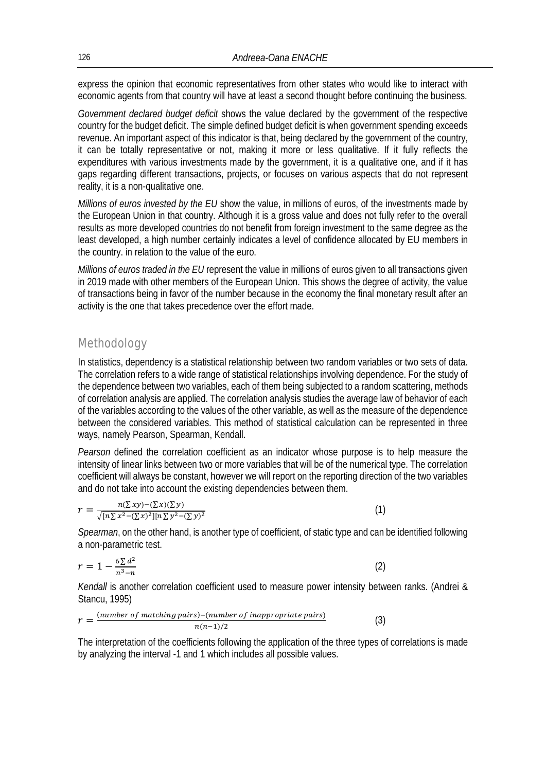express the opinion that economic representatives from other states who would like to interact with economic agents from that country will have at least a second thought before continuing the business.

*Government declared budget deficit* shows the value declared by the government of the respective country for the budget deficit. The simple defined budget deficit is when government spending exceeds revenue. An important aspect of this indicator is that, being declared by the government of the country, it can be totally representative or not, making it more or less qualitative. If it fully reflects the expenditures with various investments made by the government, it is a qualitative one, and if it has gaps regarding different transactions, projects, or focuses on various aspects that do not represent reality, it is a non-qualitative one.

*Millions of euros invested by the EU* show the value, in millions of euros, of the investments made by the European Union in that country. Although it is a gross value and does not fully refer to the overall results as more developed countries do not benefit from foreign investment to the same degree as the least developed, a high number certainly indicates a level of confidence allocated by EU members in the country. in relation to the value of the euro.

*Millions of euros traded in the EU* represent the value in millions of euros given to all transactions given in 2019 made with other members of the European Union. This shows the degree of activity, the value of transactions being in favor of the number because in the economy the final monetary result after an activity is the one that takes precedence over the effort made.

## Methodology

In statistics, dependency is a statistical relationship between two random variables or two sets of data. The correlation refers to a wide range of statistical relationships involving dependence. For the study of the dependence between two variables, each of them being subjected to a random scattering, methods of correlation analysis are applied. The correlation analysis studies the average law of behavior of each of the variables according to the values of the other variable, as well as the measure of the dependence between the considered variables. This method of statistical calculation can be represented in three ways, namely Pearson, Spearman, Kendall.

*Pearson* defined the correlation coefficient as an indicator whose purpose is to help measure the intensity of linear links between two or more variables that will be of the numerical type. The correlation coefficient will always be constant, however we will report on the reporting direction of the two variables and do not take into account the existing dependencies between them.

$$r = \frac{n(\sum xy) - (\sum x)(\sum y)}{\sqrt{[n\sum x^2 - (\sum x)^2][n\sum y^2 - (\sum y)^2}} \tag{1}$$

*Spearman*, on the other hand, is another type of coefficient, of static type and can be identified following a non-parametric test.

$$r = 1 - \frac{6\sum d^2}{n^3 - n} \tag{2}$$

*Kendall* is another correlation coefficient used to measure power intensity between ranks. (Andrei & Stancu, 1995)

$$r = \frac{(number\ of\ matching\ pairs) - (number\ of\ inappropriate\ pairs)}{n(n-1)/2} \tag{3}$$

The interpretation of the coefficients following the application of the three types of correlations is made by analyzing the interval -1 and 1 which includes all possible values.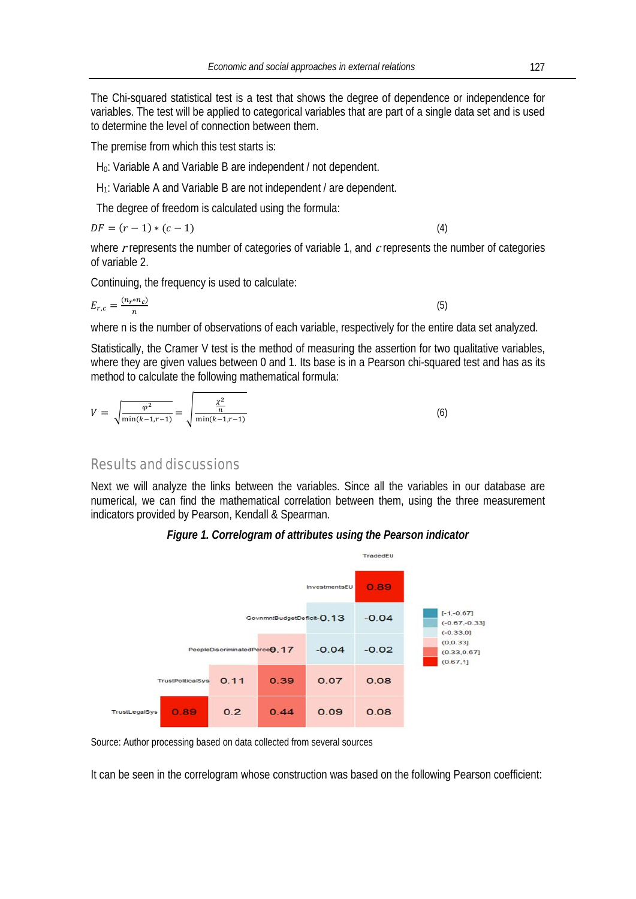The Chi-squared statistical test is a test that shows the degree of dependence or independence for variables. The test will be applied to categorical variables that are part of a single data set and is used to determine the level of connection between them.

The premise from which this test starts is:

$H_0$: Variable A and Variable B are independent / not dependent.

$H_1$: Variable A and Variable B are not independent / are dependent.

The degree of freedom is calculated using the formula:

$$DF = (r - 1) * (c - 1) \quad (4)$$

where $r$ represents the number of categories of variable 1, and $c$ represents the number of categories of variable 2.

Continuing, the frequency is used to calculate:

$$E_{r,c} = \frac{(n_r * n_c)}{n} \quad (5)$$

where n is the number of observations of each variable, respectively for the entire data set analyzed.

Statistically, the Cramer V test is the method of measuring the assertion for two qualitative variables, where they are given values between 0 and 1. Its base is in a Pearson chi-squared test and has as its method to calculate the following mathematical formula:

$$V = \sqrt{\frac{\varphi^2}{\min(k-1, r-1)}} = \sqrt{\frac{\frac{\chi^2}{n}}{\min(k-1, r-1)}} \quad (6)$$

## Results and discussions

Next we will analyze the links between the variables. Since all the variables in our database are numerical, we can find the mathematical correlation between them, using the three measurement indicators provided by Pearson, Kendall & Spearman.

***Figure 1. Correlogram of attributes using the Pearson indicator***

| | TrustLegalSys | TrustPoliticalSys | PeopleDiscriminatedPerce | GovnmntBudgetDeficit | InvestmentsEU | TradedEU |
|---|---|---|---|---|---|---|
| InvestmentsEU | | | | | | 0.89 |
| GovnmntBudgetDeficit | | | | | -0.13 | -0.04 |
| PeopleDiscriminatedPerce | | | | 0.17 | -0.04 | -0.02 |
| TrustPoliticalSys | | | 0.11 | 0.39 | 0.07 | 0.08 |
| TrustLegalSys | | 0.89 | 0.2 | 0.44 | 0.09 | 0.08 |

Legend: [-1,-0.67]; (-0.67,-0.33]; (-0.33,0]; (0,0.33]; (0.33,0.67]; (0.67,1]

Source: Author processing based on data collected from several sources

It can be seen in the correlogram whose construction was based on the following Pearson coefficient: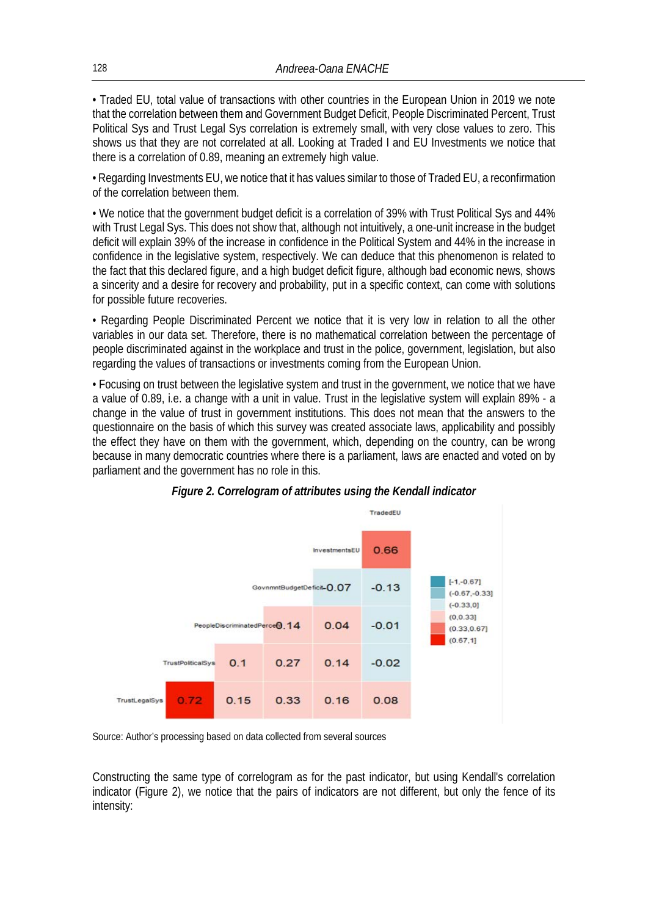• Traded EU, total value of transactions with other countries in the European Union in 2019 we note that the correlation between them and Government Budget Deficit, People Discriminated Percent, Trust Political Sys and Trust Legal Sys correlation is extremely small, with very close values to zero. This shows us that they are not correlated at all. Looking at Traded I and EU Investments we notice that there is a correlation of 0.89, meaning an extremely high value.

• Regarding Investments EU, we notice that it has values similar to those of Traded EU, a reconfirmation of the correlation between them.

• We notice that the government budget deficit is a correlation of 39% with Trust Political Sys and 44% with Trust Legal Sys. This does not show that, although not intuitively, a one-unit increase in the budget deficit will explain 39% of the increase in confidence in the Political System and 44% in the increase in confidence in the legislative system, respectively. We can deduce that this phenomenon is related to the fact that this declared figure, and a high budget deficit figure, although bad economic news, shows a sincerity and a desire for recovery and probability, put in a specific context, can come with solutions for possible future recoveries.

• Regarding People Discriminated Percent we notice that it is very low in relation to all the other variables in our data set. Therefore, there is no mathematical correlation between the percentage of people discriminated against in the workplace and trust in the police, government, legislation, but also regarding the values of transactions or investments coming from the European Union.

• Focusing on trust between the legislative system and trust in the government, we notice that we have a value of 0.89, i.e. a change with a unit in value. Trust in the legislative system will explain 89% - a change in the value of trust in government institutions. This does not mean that the answers to the questionnaire on the basis of which this survey was created associate laws, applicability and possibly the effect they have on them with the government, which, depending on the country, can be wrong because in many democratic countries where there is a parliament, laws are enacted and voted on by parliament and the government has no role in this.

***Figure 2. Correlogram of attributes using the Kendall indicator***

| | TrustLegalSys | TrustPoliticalSys | PeopleDiscriminatedPercent | GovnmntBudgetDeficit | InvestmentsEU | TradedEU |
|---|---|---|---|---|---|---|
| InvestmentsEU | | | | | | 0.66 |
| GovnmntBudgetDeficit | | | | | -0.07 | -0.13 |
| PeopleDiscriminatedPercent | | | | 0.14 | 0.04 | -0.01 |
| TrustPoliticalSys | | | 0.1 | 0.27 | 0.14 | -0.02 |
| TrustLegalSys | | 0.72 | 0.15 | 0.33 | 0.16 | 0.08 |

Legend: [-1,-0.67], (-0.67,-0.33], (-0.33,0], (0,0.33], (0.33,0.67], (0.67,1]

Source: Author's processing based on data collected from several sources

Constructing the same type of correlogram as for the past indicator, but using Kendall's correlation indicator (Figure 2), we notice that the pairs of indicators are not different, but only the fence of its intensity: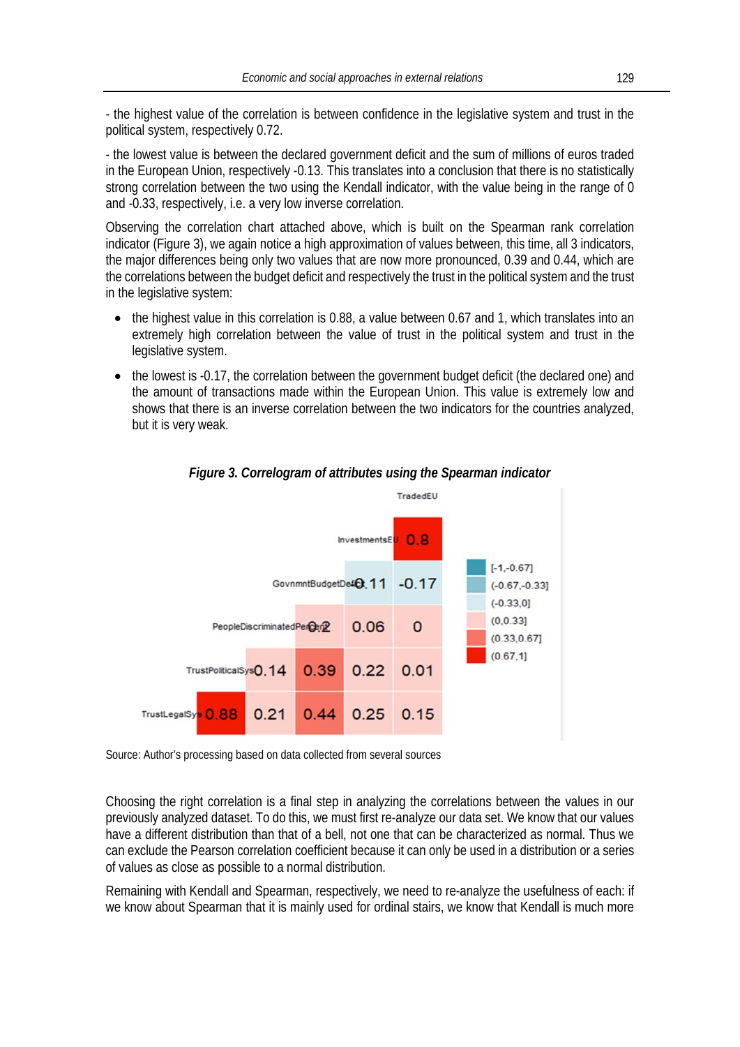- the highest value of the correlation is between confidence in the legislative system and trust in the political system, respectively 0.72.

- the lowest value is between the declared government deficit and the sum of millions of euros traded in the European Union, respectively -0.13. This translates into a conclusion that there is no statistically strong correlation between the two using the Kendall indicator, with the value being in the range of 0 and -0.33, respectively, i.e. a very low inverse correlation.

Observing the correlation chart attached above, which is built on the Spearman rank correlation indicator (Figure 3), we again notice a high approximation of values between, this time, all 3 indicators, the major differences being only two values that are now more pronounced, 0.39 and 0.44, which are the correlations between the budget deficit and respectively the trust in the political system and the trust in the legislative system:

- the highest value in this correlation is 0.88, a value between 0.67 and 1, which translates into an extremely high correlation between the value of trust in the political system and trust in the legislative system.
- the lowest is -0.17, the correlation between the government budget deficit (the declared one) and the amount of transactions made within the European Union. This value is extremely low and shows that there is an inverse correlation between the two indicators for the countries analyzed, but it is very weak.

***Figure 3. Correlogram of attributes using the Spearman indicator***

| | TrustLegalSys | TrustPoliticalSys | PeopleDiscriminatedPerc | GovnmntBudgetDef | InvestmentsEU | TradedEU |
|---|---|---|---|---|---|---|
| InvestmentsEU | | | | | | 0.8 |
| GovnmntBudgetDef | | | | | -0.11 | -0.17 |
| PeopleDiscriminatedPerc | | | | 0.2 | 0.06 | 0 |
| TrustPoliticalSys | | | 0.14 | 0.39 | 0.22 | 0.01 |
| TrustLegalSys | | 0.88 | 0.21 | 0.44 | 0.25 | 0.15 |

Legend: [-1,-0.67]; (-0.67,-0.33]; (-0.33,0]; (0,0.33]; (0.33,0.67]; (0.67,1]

Source: Author's processing based on data collected from several sources

Choosing the right correlation is a final step in analyzing the correlations between the values in our previously analyzed dataset. To do this, we must first re-analyze our data set. We know that our values have a different distribution than that of a bell, not one that can be characterized as normal. Thus we can exclude the Pearson correlation coefficient because it can only be used in a distribution or a series of values as close as possible to a normal distribution.

Remaining with Kendall and Spearman, respectively, we need to re-analyze the usefulness of each: if we know about Spearman that it is mainly used for ordinal stairs, we know that Kendall is much more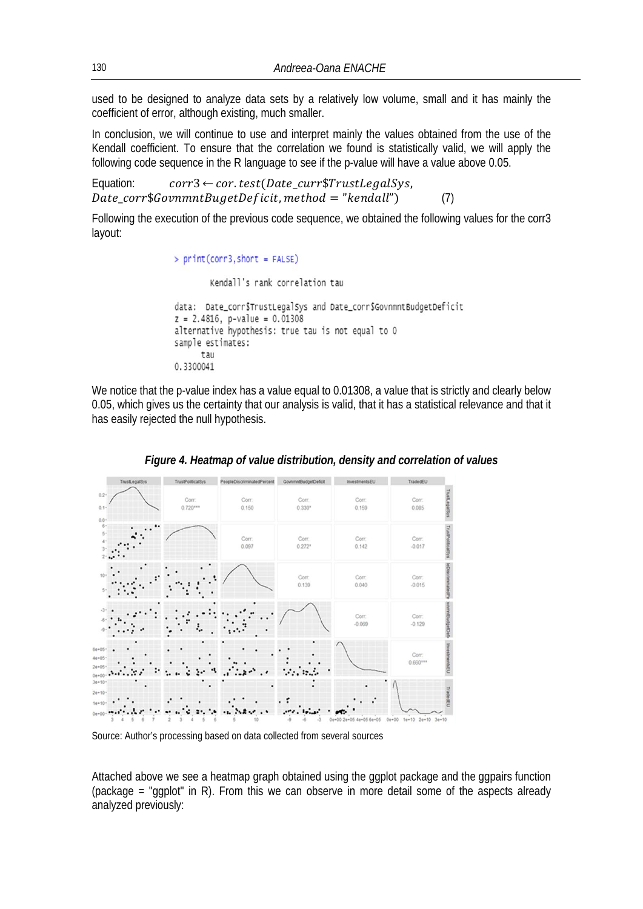used to be designed to analyze data sets by a relatively low volume, small and it has mainly the coefficient of error, although existing, much smaller.

In conclusion, we will continue to use and interpret mainly the values obtained from the use of the Kendall coefficient. To ensure that the correlation we found is statistically valid, we will apply the following code sequence in the R language to see if the p-value will have a value above 0.05.

Equation: $corr3 \leftarrow cor.test(Date\_curr\$TrustLegalSys, Date\_corr\$GovnmntBugetDeficit, method = "kendall")$ (7)

Following the execution of the previous code sequence, we obtained the following values for the corr3 layout:

```
> print(corr3,short = FALSE)

        Kendall's rank correlation tau

data:  Date_corr$TrustLegalSys and Date_corr$GovnmntBudgetDeficit
z = 2.4816, p-value = 0.01308
alternative hypothesis: true tau is not equal to 0
sample estimates:
      tau
0.3300041
```

We notice that the p-value index has a value equal to 0.01308, a value that is strictly and clearly below 0.05, which gives us the certainty that our analysis is valid, that it has a statistical relevance and that it has easily rejected the null hypothesis.

***Figure 4. Heatmap of value distribution, density and correlation of values***

Source: Author's processing based on data collected from several sources

Attached above we see a heatmap graph obtained using the ggplot package and the ggpairs function (package = "ggplot" in R). From this we can observe in more detail some of the aspects already analyzed previously: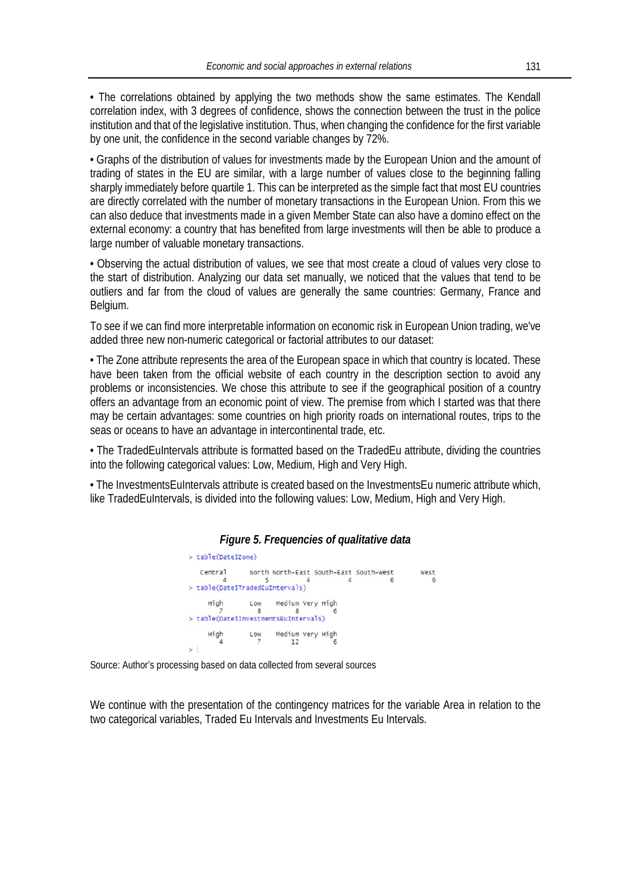• The correlations obtained by applying the two methods show the same estimates. The Kendall correlation index, with 3 degrees of confidence, shows the connection between the trust in the police institution and that of the legislative institution. Thus, when changing the confidence for the first variable by one unit, the confidence in the second variable changes by 72%.

• Graphs of the distribution of values for investments made by the European Union and the amount of trading of states in the EU are similar, with a large number of values close to the beginning falling sharply immediately before quartile 1. This can be interpreted as the simple fact that most EU countries are directly correlated with the number of monetary transactions in the European Union. From this we can also deduce that investments made in a given Member State can also have a domino effect on the external economy: a country that has benefited from large investments will then be able to produce a large number of valuable monetary transactions.

• Observing the actual distribution of values, we see that most create a cloud of values very close to the start of distribution. Analyzing our data set manually, we noticed that the values that tend to be outliers and far from the cloud of values are generally the same countries: Germany, France and Belgium.

To see if we can find more interpretable information on economic risk in European Union trading, we've added three new non-numeric categorical or factorial attributes to our dataset:

• The Zone attribute represents the area of the European space in which that country is located. These have been taken from the official website of each country in the description section to avoid any problems or inconsistencies. We chose this attribute to see if the geographical position of a country offers an advantage from an economic point of view. The premise from which I started was that there may be certain advantages: some countries on high priority roads on international routes, trips to the seas or oceans to have an advantage in intercontinental trade, etc.

• The TradedEuIntervals attribute is formatted based on the TradedEu attribute, dividing the countries into the following categorical values: Low, Medium, High and Very High.

• The InvestmentsEuIntervals attribute is created based on the InvestmentsEu numeric attribute which, like TradedEuIntervals, is divided into the following values: Low, Medium, High and Very High.

***Figure 5. Frequencies of qualitative data***

```
> table(Date$Zone)

   Central      North North-East South-East South-West       West
         4          5          4          4          6          6
> table(Date$TradedEuIntervals)

     High       Low    Medium Very High
         7         8         8         6
> table(Date$InvestmentsEuIntervals)

     High       Low    Medium Very High
         4         7        12         6
> |
```

Source: Author's processing based on data collected from several sources

We continue with the presentation of the contingency matrices for the variable Area in relation to the two categorical variables, Traded Eu Intervals and Investments Eu Intervals.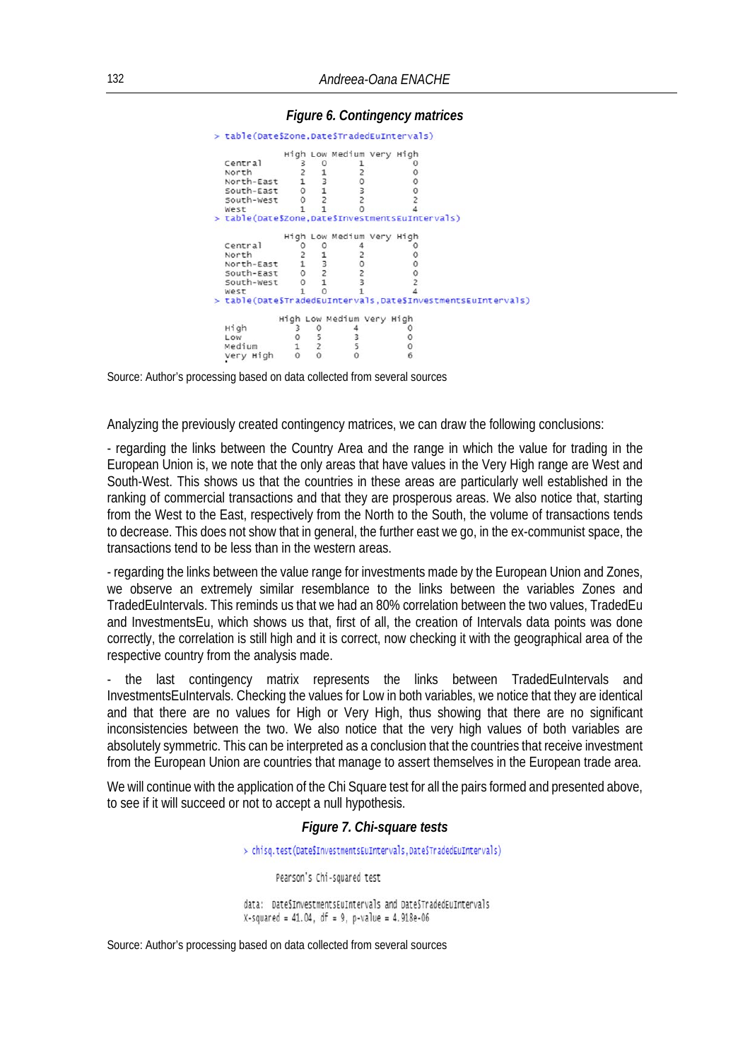***Figure 6. Contingency matrices***

```
> table(Date$Zone,Date$TradedEuIntervals)

             High Low Medium Very High
  Central       3   0      1         0
  North         2   1      2         0
  North-East    1   3      0         0
  South-East    0   1      3         0
  South-West    0   2      2         2
  West          1   1      0         4
> table(Date$Zone,Date$InvestmentsEuIntervals)

             High Low Medium Very High
  Central       0   0      4         0
  North         2   1      2         0
  North-East    1   3      0         0
  South-East    0   2      2         0
  South-West    0   1      3         2
  West          1   0      1         4
> table(Date$TradedEuIntervals,Date$InvestmentsEuIntervals)

            High Low Medium Very High
  High         3   0      4         0
  Low          0   5      3         0
  Medium       1   2      5         0
  Very High    0   0      0         6
```

Source: Author's processing based on data collected from several sources

Analyzing the previously created contingency matrices, we can draw the following conclusions:

- regarding the links between the Country Area and the range in which the value for trading in the European Union is, we note that the only areas that have values in the Very High range are West and South-West. This shows us that the countries in these areas are particularly well established in the ranking of commercial transactions and that they are prosperous areas. We also notice that, starting from the West to the East, respectively from the North to the South, the volume of transactions tends to decrease. This does not show that in general, the further east we go, in the ex-communist space, the transactions tend to be less than in the western areas.

- regarding the links between the value range for investments made by the European Union and Zones, we observe an extremely similar resemblance to the links between the variables Zones and TradedEuIntervals. This reminds us that we had an 80% correlation between the two values, TradedEu and InvestmentsEu, which shows us that, first of all, the creation of Intervals data points was done correctly, the correlation is still high and it is correct, now checking it with the geographical area of the respective country from the analysis made.

- the last contingency matrix represents the links between TradedEuIntervals and InvestmentsEuIntervals. Checking the values for Low in both variables, we notice that they are identical and that there are no values for High or Very High, thus showing that there are no significant inconsistencies between the two. We also notice that the very high values of both variables are absolutely symmetric. This can be interpreted as a conclusion that the countries that receive investment from the European Union are countries that manage to assert themselves in the European trade area.

We will continue with the application of the Chi Square test for all the pairs formed and presented above, to see if it will succeed or not to accept a null hypothesis.

***Figure 7. Chi-square tests***

```
> chisq.test(Date$InvestmentsEuIntervals,Date$TradedEuIntervals)

        Pearson's Chi-squared test

data:  Date$InvestmentsEuIntervals and Date$TradedEuIntervals
X-squared = 41.04, df = 9, p-value = 4.918e-06
```

Source: Author's processing based on data collected from several sources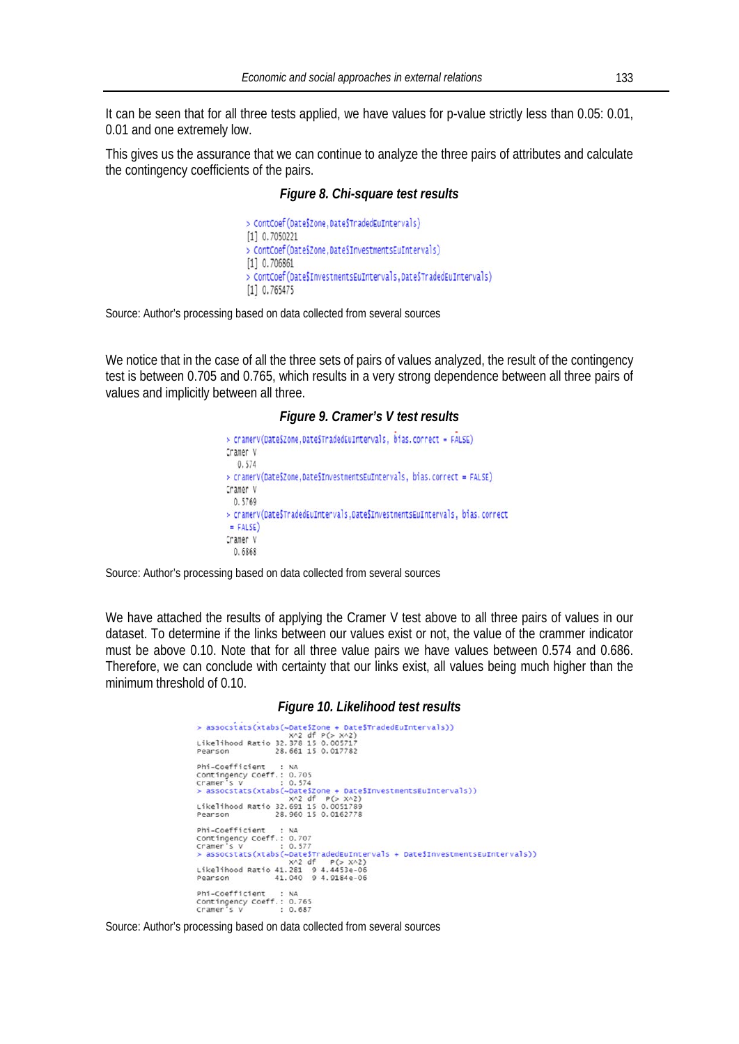It can be seen that for all three tests applied, we have values for p-value strictly less than 0.05: 0.01, 0.01 and one extremely low.

This gives us the assurance that we can continue to analyze the three pairs of attributes and calculate the contingency coefficients of the pairs.

***Figure 8. Chi-square test results***

```
> ContCoef(Date$Zone,Date$TradedEuIntervals)
[1] 0.7050221
> ContCoef(Date$Zone,Date$InvestmentsEuIntervals)
[1] 0.706861
> ContCoef(Date$InvestmentsEuIntervals,Date$TradedEuIntervals)
[1] 0.765475
```

Source: Author's processing based on data collected from several sources

We notice that in the case of all the three sets of pairs of values analyzed, the result of the contingency test is between 0.705 and 0.765, which results in a very strong dependence between all three pairs of values and implicitly between all three.

***Figure 9. Cramer's V test results***

```
> cramerV(Date$Zone,Date$TradedEuIntervals, bias.correct = FALSE)
Cramer V
   0.574
> cramerV(Date$Zone,Date$InvestmentsEuIntervals, bias.correct = FALSE)
Cramer V
  0.5769
> cramerV(Date$TradedEuIntervals,Date$InvestmentsEuIntervals, bias.correct
 = FALSE)
Cramer V
  0.6868
```

Source: Author's processing based on data collected from several sources

We have attached the results of applying the Cramer V test above to all three pairs of values in our dataset. To determine if the links between our values exist or not, the value of the crammer indicator must be above 0.10. Note that for all three value pairs we have values between 0.574 and 0.686. Therefore, we can conclude with certainty that our links exist, all values being much higher than the minimum threshold of 0.10.

***Figure 10. Likelihood test results***

```
> assocstats(xtabs(~Date$Zone + Date$TradedEuIntervals))
                    X^2 df P(> X^2)
Likelihood Ratio 32.378 15 0.005717
Pearson          28.661 15 0.017782

Phi-Coefficient   : NA
Contingency Coeff.: 0.705
Cramer's V        : 0.574
> assocstats(xtabs(~Date$Zone + Date$InvestmentsEuIntervals))
                    X^2 df  P(> X^2)
Likelihood Ratio 32.691 15 0.0051789
Pearson          28.960 15 0.0162778

Phi-Coefficient   : NA
Contingency Coeff.: 0.707
Cramer's V        : 0.577
> assocstats(xtabs(~Date$TradedEuIntervals + Date$InvestmentsEuIntervals))
                    X^2 df   P(> X^2)
Likelihood Ratio 41.281  9 4.4453e-06
Pearson          41.040  9 4.9184e-06

Phi-Coefficient   : NA
Contingency Coeff.: 0.765
Cramer's V        : 0.687
```

Source: Author's processing based on data collected from several sources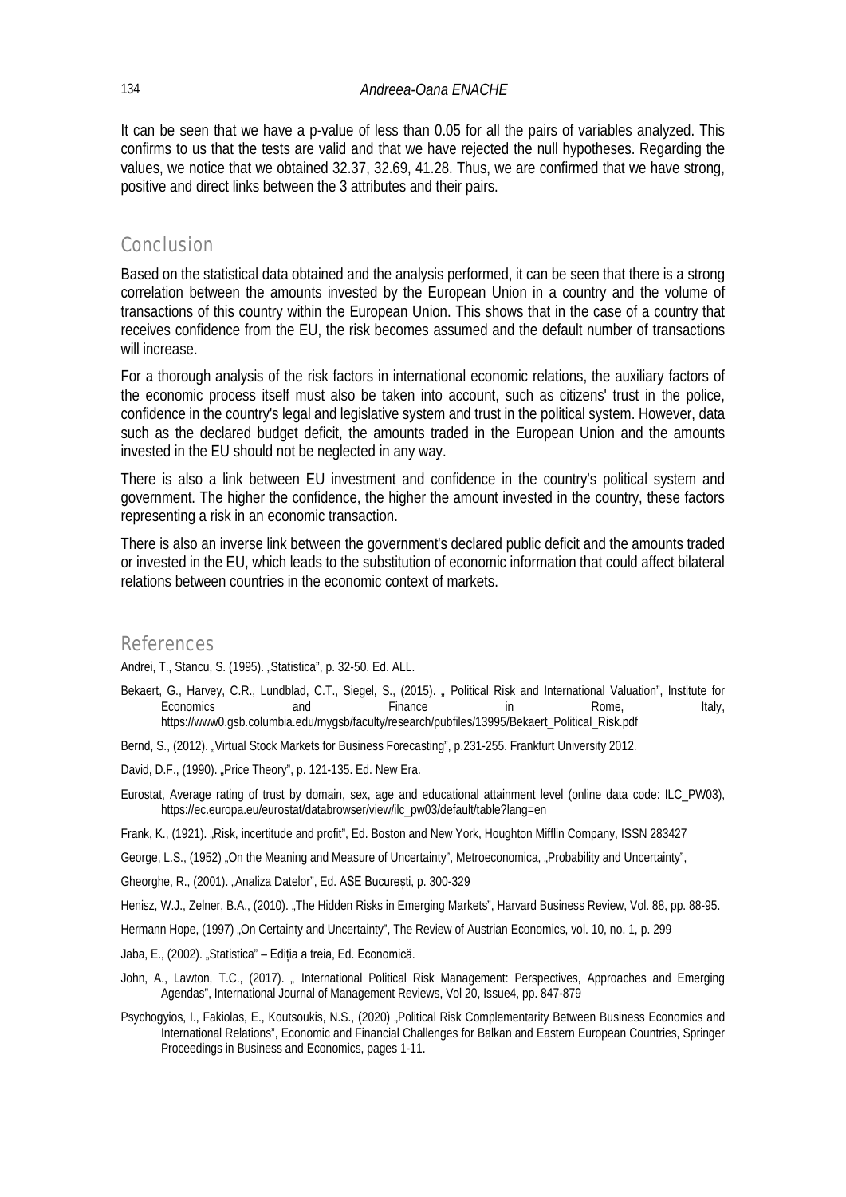It can be seen that we have a p-value of less than 0.05 for all the pairs of variables analyzed. This confirms to us that the tests are valid and that we have rejected the null hypotheses. Regarding the values, we notice that we obtained 32.37, 32.69, 41.28. Thus, we are confirmed that we have strong, positive and direct links between the 3 attributes and their pairs.

## Conclusion

Based on the statistical data obtained and the analysis performed, it can be seen that there is a strong correlation between the amounts invested by the European Union in a country and the volume of transactions of this country within the European Union. This shows that in the case of a country that receives confidence from the EU, the risk becomes assumed and the default number of transactions will increase.

For a thorough analysis of the risk factors in international economic relations, the auxiliary factors of the economic process itself must also be taken into account, such as citizens' trust in the police, confidence in the country's legal and legislative system and trust in the political system. However, data such as the declared budget deficit, the amounts traded in the European Union and the amounts invested in the EU should not be neglected in any way.

There is also a link between EU investment and confidence in the country's political system and government. The higher the confidence, the higher the amount invested in the country, these factors representing a risk in an economic transaction.

There is also an inverse link between the government's declared public deficit and the amounts traded or invested in the EU, which leads to the substitution of economic information that could affect bilateral relations between countries in the economic context of markets.

## References

Andrei, T., Stancu, S. (1995). „Statistica", p. 32-50. Ed. ALL.

Bekaert, G., Harvey, C.R., Lundblad, C.T., Siegel, S., (2015). „ Political Risk and International Valuation", Institute for Economics and Finance in Rome, Italy, https://www0.gsb.columbia.edu/mygsb/faculty/research/pubfiles/13995/Bekaert_Political_Risk.pdf

Bernd, S., (2012). „Virtual Stock Markets for Business Forecasting", p.231-255. Frankfurt University 2012.

David, D.F., (1990). „Price Theory", p. 121-135. Ed. New Era.

Eurostat, Average rating of trust by domain, sex, age and educational attainment level (online data code: ILC_PW03), https://ec.europa.eu/eurostat/databrowser/view/ilc_pw03/default/table?lang=en

Frank, K., (1921). „Risk, incertitude and profit", Ed. Boston and New York, Houghton Mifflin Company, ISSN 283427

George, L.S., (1952) „On the Meaning and Measure of Uncertainty", Metroeconomica, „Probability and Uncertainty",

Gheorghe, R., (2001). „Analiza Datelor", Ed. ASE București, p. 300-329

Henisz, W.J., Zelner, B.A., (2010). „The Hidden Risks in Emerging Markets", Harvard Business Review, Vol. 88, pp. 88-95.

Hermann Hope, (1997) „On Certainty and Uncertainty", The Review of Austrian Economics, vol. 10, no. 1, p. 299

Jaba, E., (2002). „Statistica" – Ediția a treia, Ed. Economică.

John, A., Lawton, T.C., (2017). „ International Political Risk Management: Perspectives, Approaches and Emerging Agendas", International Journal of Management Reviews, Vol 20, Issue4, pp. 847-879

Psychogyios, I., Fakiolas, E., Koutsoukis, N.S., (2020) „Political Risk Complementarity Between Business Economics and International Relations", Economic and Financial Challenges for Balkan and Eastern European Countries, Springer Proceedings in Business and Economics, pages 1-11.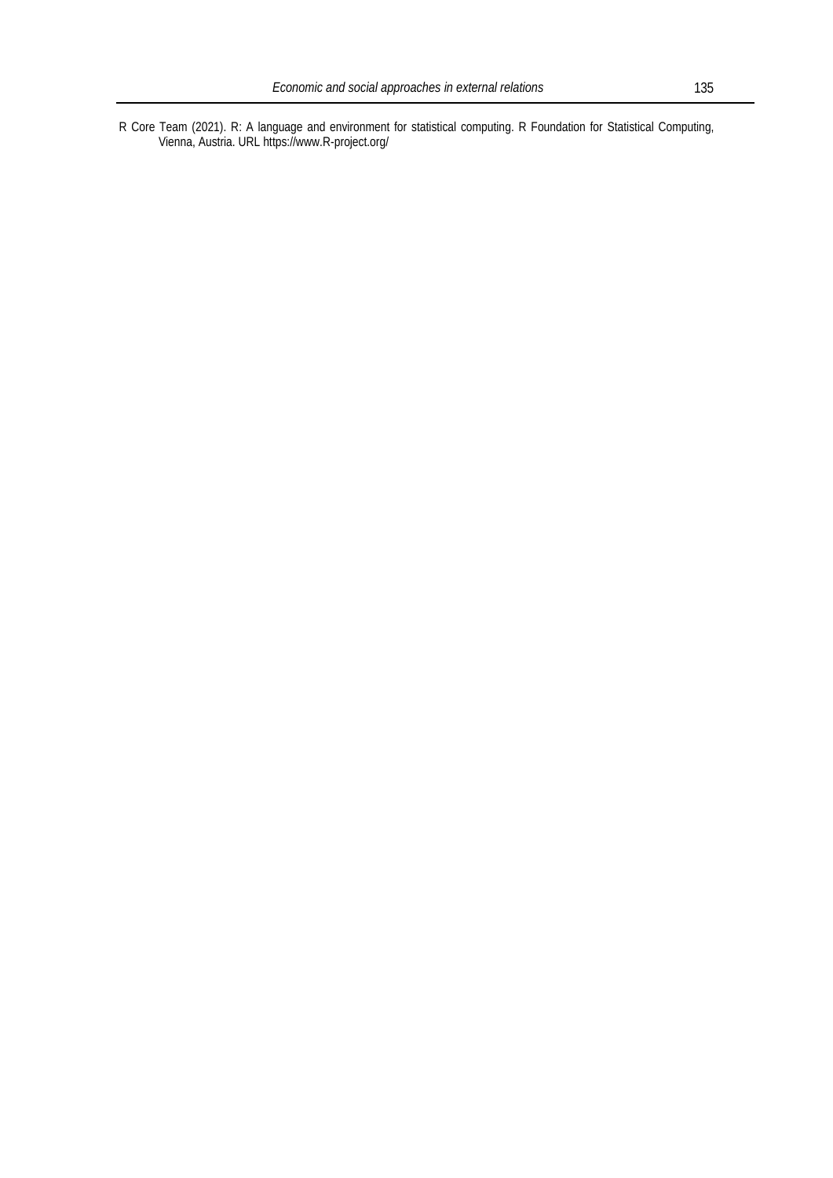R Core Team (2021). R: A language and environment for statistical computing. R Foundation for Statistical Computing, Vienna, Austria. URL https://www.R-project.org/